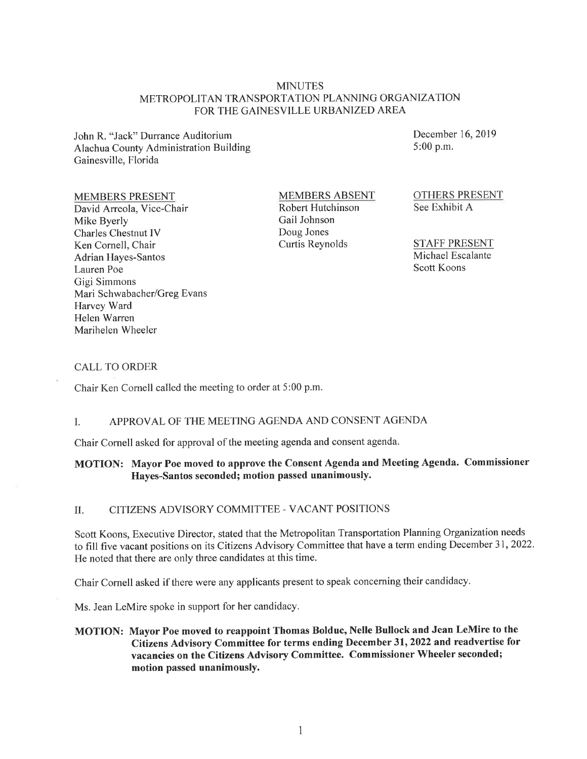# MINUTES
## METROPOLITAN TRANSPORTATION PLANNING ORGANIZATION FOR THE GAINESVILLE URBANIZED AREA

John R. "Jack" Durrance Auditorium
Alachua County Administration Building
Gainesville, Florida

December 16, 2019
5:00 p.m.

| MEMBERS PRESENT | MEMBERS ABSENT | OTHERS PRESENT |
|---|---|---|
| David Arreola, Vice-Chair | Robert Hutchinson | See Exhibit A |
| Mike Byerly | Gail Johnson | |
| Charles Chestnut IV | Doug Jones | **STAFF PRESENT** |
| Ken Cornell, Chair | Curtis Reynolds | Michael Escalante |
| Adrian Hayes-Santos | | Scott Koons |
| Lauren Poe | | |
| Gigi Simmons | | |
| Mari Schwabacher/Greg Evans | | |
| Harvey Ward | | |
| Helen Warren | | |
| Marihelen Wheeler | | |

CALL TO ORDER

Chair Ken Cornell called the meeting to order at 5:00 p.m.

I. APPROVAL OF THE MEETING AGENDA AND CONSENT AGENDA

Chair Cornell asked for approval of the meeting agenda and consent agenda.

**MOTION: Mayor Poe moved to approve the Consent Agenda and Meeting Agenda. Commissioner Hayes-Santos seconded; motion passed unanimously.**

II. CITIZENS ADVISORY COMMITTEE - VACANT POSITIONS

Scott Koons, Executive Director, stated that the Metropolitan Transportation Planning Organization needs to fill five vacant positions on its Citizens Advisory Committee that have a term ending December 31, 2022. He noted that there are only three candidates at this time.

Chair Cornell asked if there were any applicants present to speak concerning their candidacy.

Ms. Jean LeMire spoke in support for her candidacy.

**MOTION: Mayor Poe moved to reappoint Thomas Bolduc, Nelle Bullock and Jean LeMire to the Citizens Advisory Committee for terms ending December 31, 2022 and readvertise for vacancies on the Citizens Advisory Committee. Commissioner Wheeler seconded; motion passed unanimously.**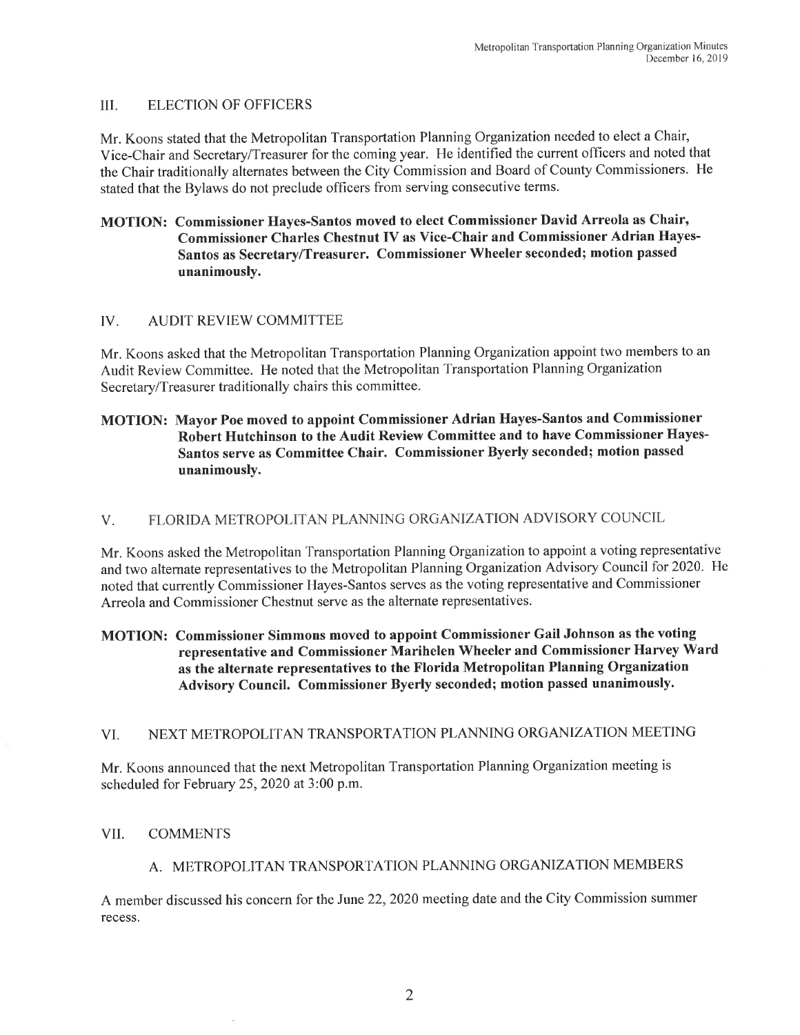## III. ELECTION OF OFFICERS

Mr. Koons stated that the Metropolitan Transportation Planning Organization needed to elect a Chair, Vice-Chair and Secretary/Treasurer for the coming year. He identified the current officers and noted that the Chair traditionally alternates between the City Commission and Board of County Commissioners. He stated that the Bylaws do not preclude officers from serving consecutive terms.

**MOTION: Commissioner Hayes-Santos moved to elect Commissioner David Arreola as Chair, Commissioner Charles Chestnut IV as Vice-Chair and Commissioner Adrian Hayes-Santos as Secretary/Treasurer. Commissioner Wheeler seconded; motion passed unanimously.**

## IV. AUDIT REVIEW COMMITTEE

Mr. Koons asked that the Metropolitan Transportation Planning Organization appoint two members to an Audit Review Committee. He noted that the Metropolitan Transportation Planning Organization Secretary/Treasurer traditionally chairs this committee.

**MOTION: Mayor Poe moved to appoint Commissioner Adrian Hayes-Santos and Commissioner Robert Hutchinson to the Audit Review Committee and to have Commissioner Hayes-Santos serve as Committee Chair. Commissioner Byerly seconded; motion passed unanimously.**

## V. FLORIDA METROPOLITAN PLANNING ORGANIZATION ADVISORY COUNCIL

Mr. Koons asked the Metropolitan Transportation Planning Organization to appoint a voting representative and two alternate representatives to the Metropolitan Planning Organization Advisory Council for 2020. He noted that currently Commissioner Hayes-Santos serves as the voting representative and Commissioner Arreola and Commissioner Chestnut serve as the alternate representatives.

**MOTION: Commissioner Simmons moved to appoint Commissioner Gail Johnson as the voting representative and Commissioner Marihelen Wheeler and Commissioner Harvey Ward as the alternate representatives to the Florida Metropolitan Planning Organization Advisory Council. Commissioner Byerly seconded; motion passed unanimously.**

## VI. NEXT METROPOLITAN TRANSPORTATION PLANNING ORGANIZATION MEETING

Mr. Koons announced that the next Metropolitan Transportation Planning Organization meeting is scheduled for February 25, 2020 at 3:00 p.m.

## VII. COMMENTS

### A. METROPOLITAN TRANSPORTATION PLANNING ORGANIZATION MEMBERS

A member discussed his concern for the June 22, 2020 meeting date and the City Commission summer recess.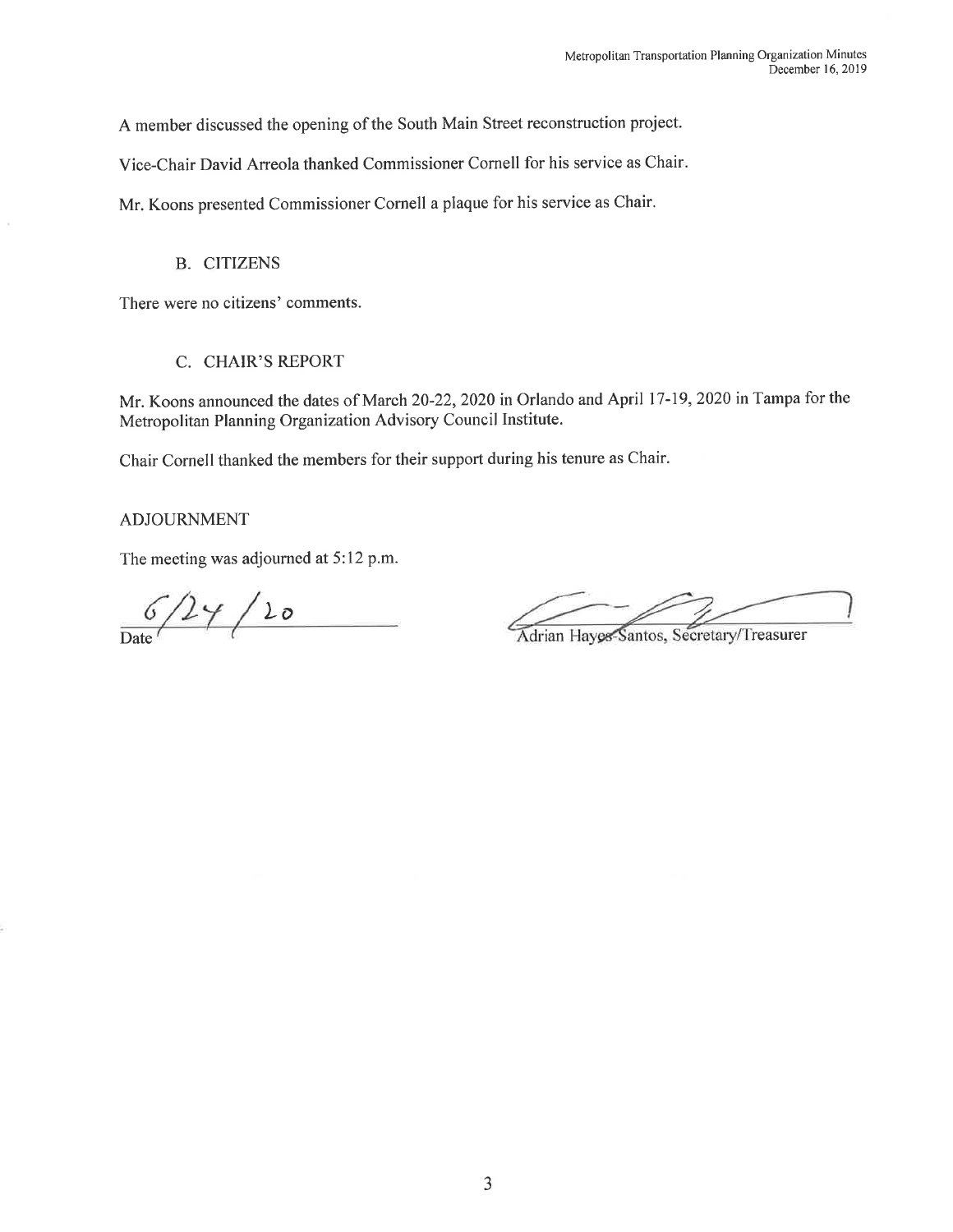A member discussed the opening of the South Main Street reconstruction project.

Vice-Chair David Arreola thanked Commissioner Cornell for his service as Chair.

Mr. Koons presented Commissioner Cornell a plaque for his service as Chair.

### B. CITIZENS

There were no citizens' comments.

### C. CHAIR'S REPORT

Mr. Koons announced the dates of March 20-22, 2020 in Orlando and April 17-19, 2020 in Tampa for the Metropolitan Planning Organization Advisory Council Institute.

Chair Cornell thanked the members for their support during his tenure as Chair.

## ADJOURNMENT

The meeting was adjourned at 5:12 p.m.

6/24/20
Date

Adrian Hayes-Santos, Secretary/Treasurer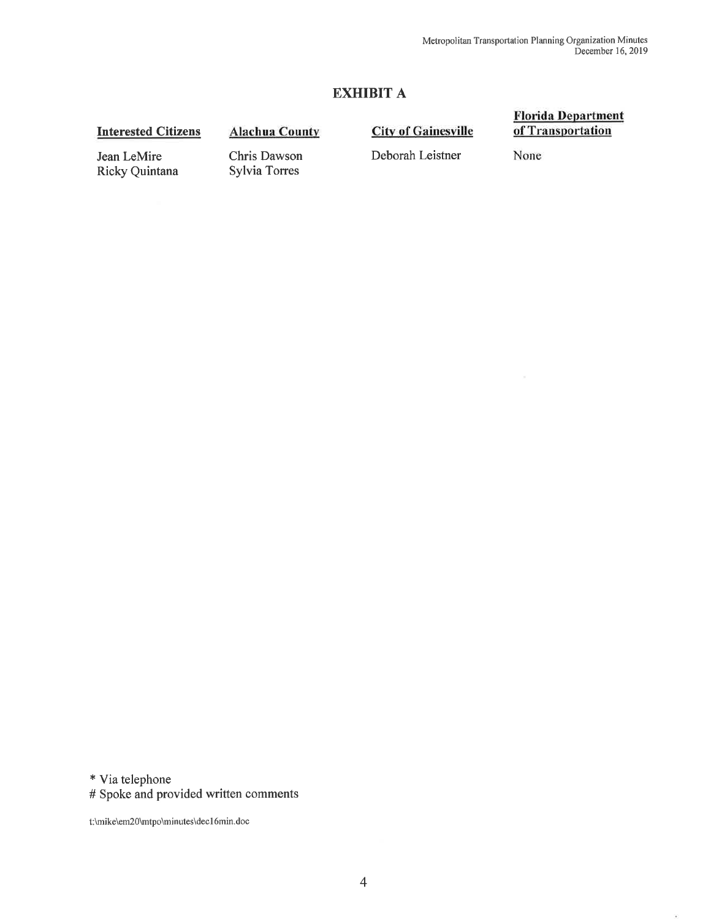## EXHIBIT A

| Interested Citizens | Alachua County | City of Gainesville | Florida Department of Transportation |
|---|---|---|---|
| Jean LeMire | Chris Dawson | Deborah Leistner | None |
| Ricky Quintana | Sylvia Torres | | |

\* Via telephone
\# Spoke and provided written comments

t:\mike\em20\mtpo\minutes\dec16min.doc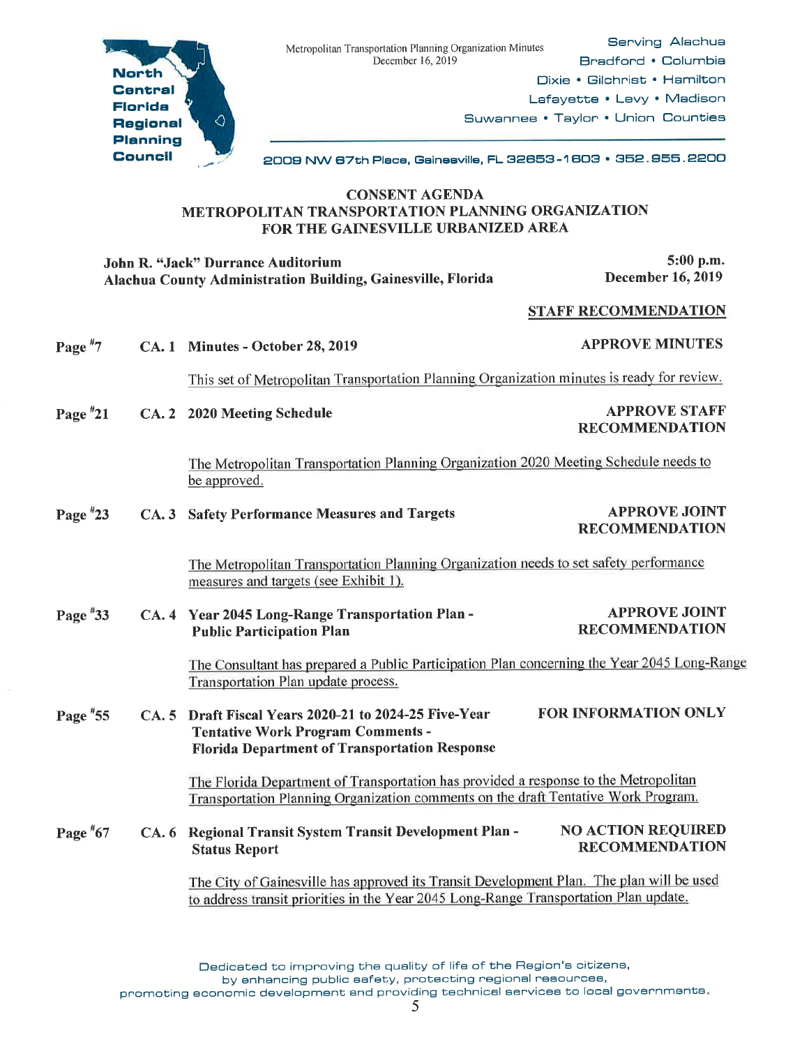North Central Florida Regional Planning Council

Metropolitan Transportation Planning Organization Minutes
December 16, 2019

Serving Alachua
Bradford • Columbia
Dixie • Gilchrist • Hamilton
Lafayette • Levy • Madison
Suwannee • Taylor • Union Counties

2009 NW 67th Place, Gainesville, FL 32653-1603 • 352.955.2200

## CONSENT AGENDA
## METROPOLITAN TRANSPORTATION PLANNING ORGANIZATION FOR THE GAINESVILLE URBANIZED AREA

**John R. "Jack" Durrance Auditorium**
**Alachua County Administration Building, Gainesville, Florida**

**5:00 p.m.**
**December 16, 2019**

**STAFF RECOMMENDATION**

**Page #7 CA. 1 Minutes - October 28, 2019** — **APPROVE MINUTES**

This set of Metropolitan Transportation Planning Organization minutes is ready for review.

**Page #21 CA. 2 2020 Meeting Schedule** — **APPROVE STAFF RECOMMENDATION**

The Metropolitan Transportation Planning Organization 2020 Meeting Schedule needs to be approved.

**Page #23 CA. 3 Safety Performance Measures and Targets** — **APPROVE JOINT RECOMMENDATION**

The Metropolitan Transportation Planning Organization needs to set safety performance measures and targets (see Exhibit 1).

**Page #33 CA. 4 Year 2045 Long-Range Transportation Plan - Public Participation Plan** — **APPROVE JOINT RECOMMENDATION**

The Consultant has prepared a Public Participation Plan concerning the Year 2045 Long-Range Transportation Plan update process.

**Page #55 CA. 5 Draft Fiscal Years 2020-21 to 2024-25 Five-Year Tentative Work Program Comments - Florida Department of Transportation Response** — **FOR INFORMATION ONLY**

The Florida Department of Transportation has provided a response to the Metropolitan Transportation Planning Organization comments on the draft Tentative Work Program.

**Page #67 CA. 6 Regional Transit System Transit Development Plan - Status Report** — **NO ACTION REQUIRED RECOMMENDATION**

The City of Gainesville has approved its Transit Development Plan. The plan will be used to address transit priorities in the Year 2045 Long-Range Transportation Plan update.

Dedicated to improving the quality of life of the Region's citizens, by enhancing public safety, protecting regional resources, promoting economic development and providing technical services to local governments.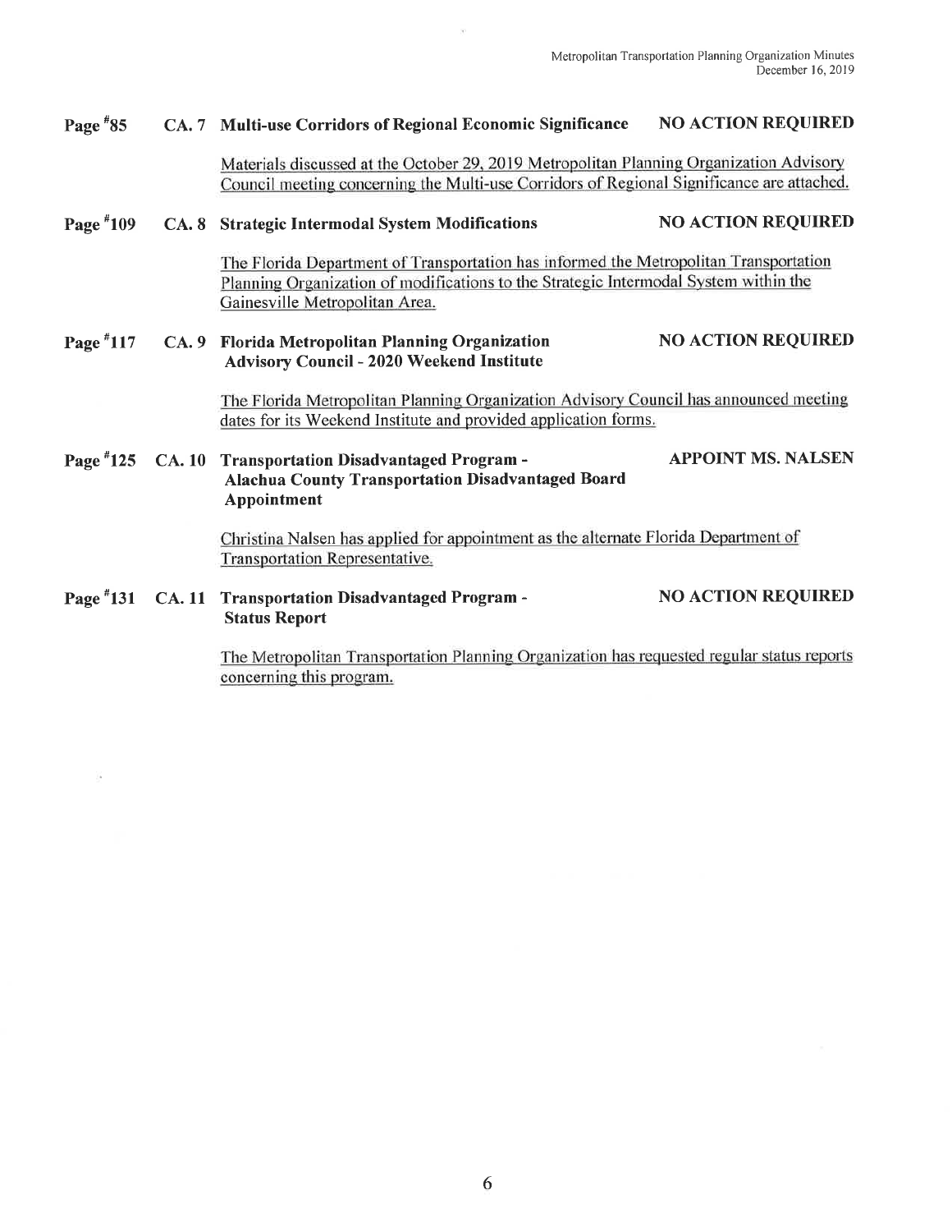**Page #85 CA. 7 Multi-use Corridors of Regional Economic Significance — NO ACTION REQUIRED**

Materials discussed at the October 29, 2019 Metropolitan Planning Organization Advisory Council meeting concerning the Multi-use Corridors of Regional Significance are attached.

**Page #109 CA. 8 Strategic Intermodal System Modifications — NO ACTION REQUIRED**

The Florida Department of Transportation has informed the Metropolitan Transportation Planning Organization of modifications to the Strategic Intermodal System within the Gainesville Metropolitan Area.

**Page #117 CA. 9 Florida Metropolitan Planning Organization Advisory Council - 2020 Weekend Institute — NO ACTION REQUIRED**

The Florida Metropolitan Planning Organization Advisory Council has announced meeting dates for its Weekend Institute and provided application forms.

**Page #125 CA. 10 Transportation Disadvantaged Program - Alachua County Transportation Disadvantaged Board Appointment — APPOINT MS. NALSEN**

Christina Nalsen has applied for appointment as the alternate Florida Department of Transportation Representative.

**Page #131 CA. 11 Transportation Disadvantaged Program - Status Report — NO ACTION REQUIRED**

The Metropolitan Transportation Planning Organization has requested regular status reports concerning this program.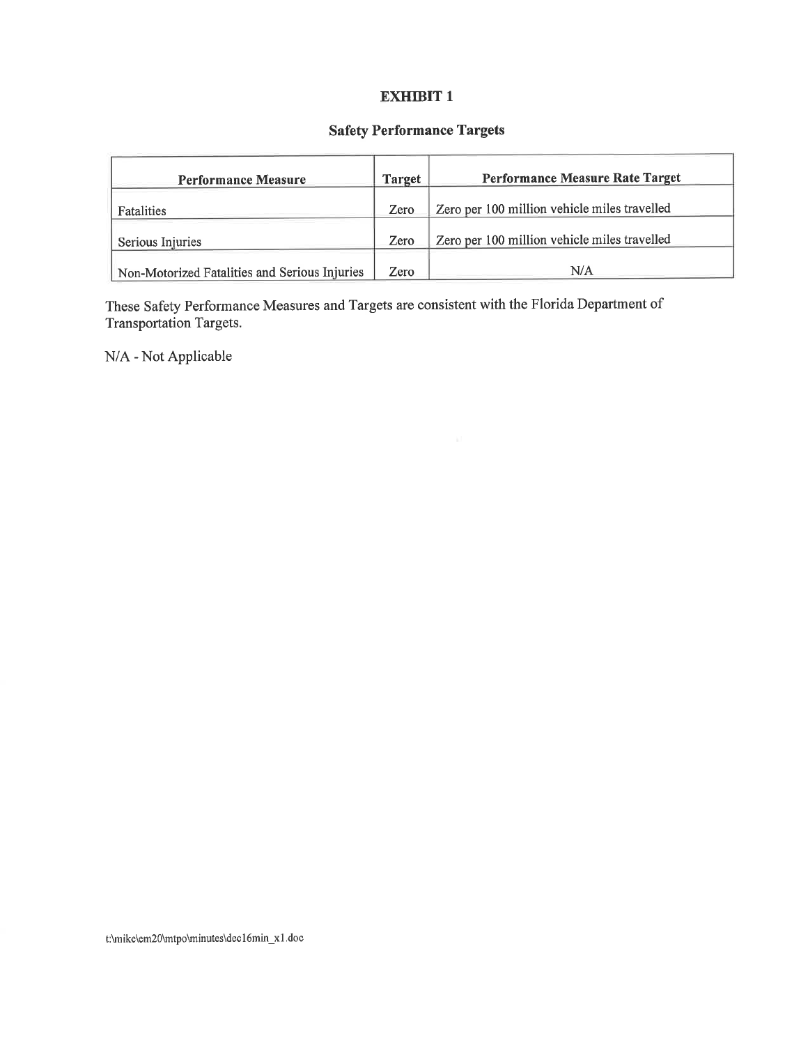# EXHIBIT 1

## Safety Performance Targets

| Performance Measure | Target | Performance Measure Rate Target |
|---|---|---|
| Fatalities | Zero | Zero per 100 million vehicle miles travelled |
| Serious Injuries | Zero | Zero per 100 million vehicle miles travelled |
| Non-Motorized Fatalities and Serious Injuries | Zero | N/A |

These Safety Performance Measures and Targets are consistent with the Florida Department of Transportation Targets.

N/A - Not Applicable

t:\mike\em20\mtpo\minutes\dec16min_x1.doc